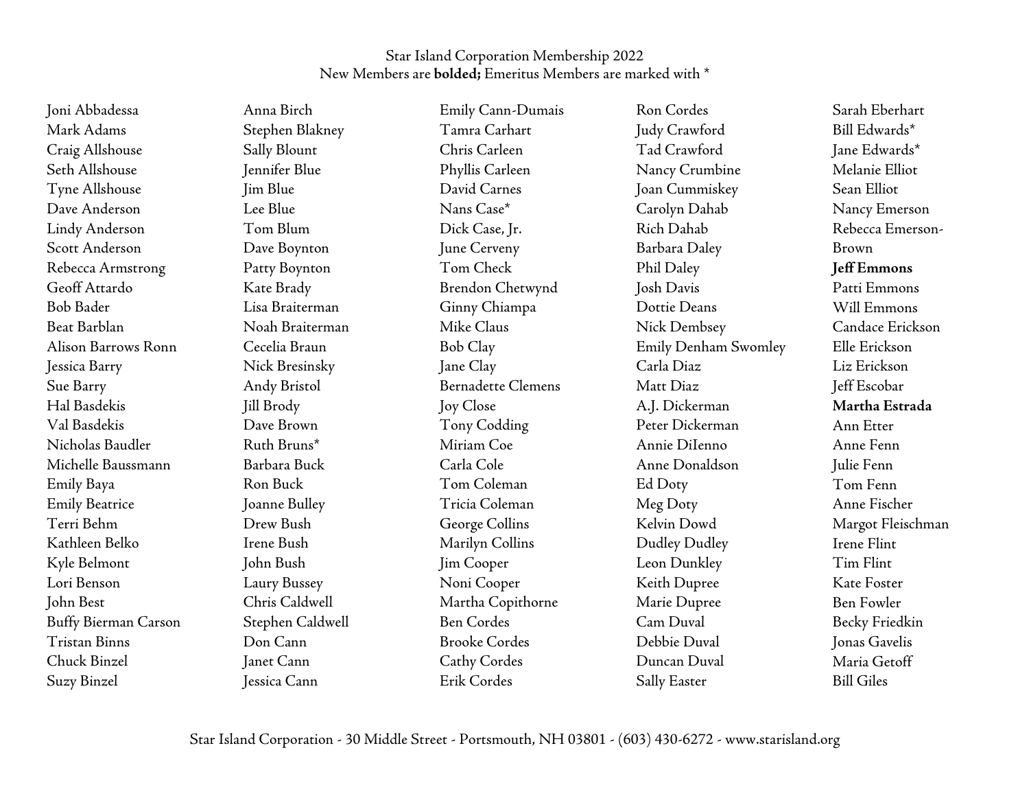Star Island Corporation Membership 2022
New Members are **bolded;** Emeritus Members are marked with *

Joni Abbadessa
Mark Adams
Craig Allshouse
Seth Allshouse
Tyne Allshouse
Dave Anderson
Lindy Anderson
Scott Anderson
Rebecca Armstrong
Geoff Attardo
Bob Bader
Beat Barblan
Alison Barrows Ronn
Jessica Barry
Sue Barry
Hal Basdekis
Val Basdekis
Nicholas Baudler
Michelle Baussmann
Emily Baya
Emily Beatrice
Terri Behm
Kathleen Belko
Kyle Belmont
Lori Benson
John Best
Buffy Bierman Carson
Tristan Binns
Chuck Binzel
Suzy Binzel
Anna Birch
Stephen Blakney
Sally Blount
Jennifer Blue
Jim Blue
Lee Blue
Tom Blum
Dave Boynton
Patty Boynton
Kate Brady
Lisa Braiterman
Noah Braiterman
Cecelia Braun
Nick Bresinsky
Andy Bristol
Jill Brody
Dave Brown
Ruth Bruns*
Barbara Buck
Ron Buck
Joanne Bulley
Drew Bush
Irene Bush
John Bush
Laury Bussey
Chris Caldwell
Stephen Caldwell
Don Cann
Janet Cann
Jessica Cann
Emily Cann-Dumais
Tamra Carhart
Chris Carleen
Phyllis Carleen
David Carnes
Nans Case*
Dick Case, Jr.
June Cerveny
Tom Check
Brendon Chetwynd
Ginny Chiampa
Mike Claus
Bob Clay
Jane Clay
Bernadette Clemens
Joy Close
Tony Codding
Miriam Coe
Carla Cole
Tom Coleman
Tricia Coleman
George Collins
Marilyn Collins
Jim Cooper
Noni Cooper
Martha Copithorne
Ben Cordes
Brooke Cordes
Cathy Cordes
Erik Cordes
Ron Cordes
Judy Crawford
Tad Crawford
Nancy Crumbine
Joan Cummiskey
Carolyn Dahab
Rich Dahab
Barbara Daley
Phil Daley
Josh Davis
Dottie Deans
Nick Dembsey
Emily Denham Swomley
Carla Diaz
Matt Diaz
A.J. Dickerman
Peter Dickerman
Annie DiIenno
Anne Donaldson
Ed Doty
Meg Doty
Kelvin Dowd
Dudley Dudley
Leon Dunkley
Keith Dupree
Marie Dupree
Cam Duval
Debbie Duval
Duncan Duval
Sally Easter
Sarah Eberhart
Bill Edwards*
Jane Edwards*
Melanie Elliot
Sean Elliot
Nancy Emerson
Rebecca Emerson-Brown
**Jeff Emmons**
Patti Emmons
Will Emmons
Candace Erickson
Elle Erickson
Liz Erickson
Jeff Escobar
**Martha Estrada**
Ann Etter
Anne Fenn
Julie Fenn
Tom Fenn
Anne Fischer
Margot Fleischman
Irene Flint
Tim Flint
Kate Foster
Ben Fowler
Becky Friedkin
Jonas Gavelis
Maria Getoff
Bill Giles

Star Island Corporation - 30 Middle Street - Portsmouth, NH 03801 - (603) 430-6272 - www.starisland.org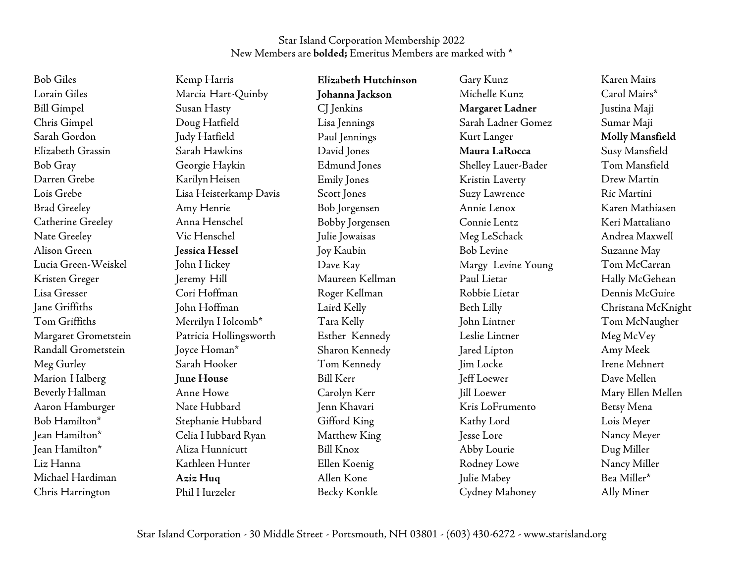Star Island Corporation Membership 2022
New Members are **bolded;** Emeritus Members are marked with *

Bob Giles
Lorain Giles
Bill Gimpel
Chris Gimpel
Sarah Gordon
Elizabeth Grassin
Bob Gray
Darren Grebe
Lois Grebe
Brad Greeley
Catherine Greeley
Nate Greeley
Alison Green
Lucia Green-Weiskel
Kristen Greger
Lisa Gresser
Jane Griffiths
Tom Griffiths
Margaret Grometstein
Randall Grometstein
Meg Gurley
Marion Halberg
Beverly Hallman
Aaron Hamburger
Bob Hamilton*
Jean Hamilton*
Jean Hamilton*
Liz Hanna
Michael Hardiman
Chris Harrington
Kemp Harris
Marcia Hart-Quinby
Susan Hasty
Doug Hatfield
Judy Hatfield
Sarah Hawkins
Georgie Haykin
Karilyn Heisen
Lisa Heisterkamp Davis
Amy Henrie
Anna Henschel
Vic Henschel
**Jessica Hessel**
John Hickey
Jeremy Hill
Cori Hoffman
John Hoffman
Merrilyn Holcomb*
Patricia Hollingsworth
Joyce Homan*
Sarah Hooker
**June House**
Anne Howe
Nate Hubbard
Stephanie Hubbard
Celia Hubbard Ryan
Aliza Hunnicutt
Kathleen Hunter
**Aziz Huq**
Phil Hurzeler
**Elizabeth Hutchinson**
**Johanna Jackson**
CJ Jenkins
Lisa Jennings
Paul Jennings
David Jones
Edmund Jones
Emily Jones
Scott Jones
Bob Jorgensen
Bobby Jorgensen
Julie Jowaisas
Joy Kaubin
Dave Kay
Maureen Kellman
Roger Kellman
Laird Kelly
Tara Kelly
Esther Kennedy
Sharon Kennedy
Tom Kennedy
Bill Kerr
Carolyn Kerr
Jenn Khavari
Gifford King
Matthew King
Bill Knox
Ellen Koenig
Allen Kone
Becky Konkle
Gary Kunz
Michelle Kunz
**Margaret Ladner**
Sarah Ladner Gomez
Kurt Langer
**Maura LaRocca**
Shelley Lauer-Bader
Kristin Laverty
Suzy Lawrence
Annie Lenox
Connie Lentz
Meg LeSchack
Bob Levine
Margy Levine Young
Paul Lietar
Robbie Lietar
Beth Lilly
John Lintner
Leslie Lintner
Jared Lipton
Jim Locke
Jeff Loewer
Jill Loewer
Kris LoFrumento
Kathy Lord
Jesse Lore
Abby Lourie
Rodney Lowe
Julie Mabey
Cydney Mahoney
Karen Mairs
Carol Mairs*
Justina Maji
Sumar Maji
**Molly Mansfield**
Susy Mansfield
Tom Mansfield
Drew Martin
Ric Martini
Karen Mathiasen
Keri Mattaliano
Andrea Maxwell
Suzanne May
Tom McCarran
Hally McGehean
Dennis McGuire
Christana McKnight
Tom McNaugher
Meg McVey
Amy Meek
Irene Mehnert
Dave Mellen
Mary Ellen Mellen
Betsy Mena
Lois Meyer
Nancy Meyer
Dug Miller
Nancy Miller
Bea Miller*
Ally Miner

Star Island Corporation - 30 Middle Street - Portsmouth, NH 03801 - (603) 430-6272 - www.starisland.org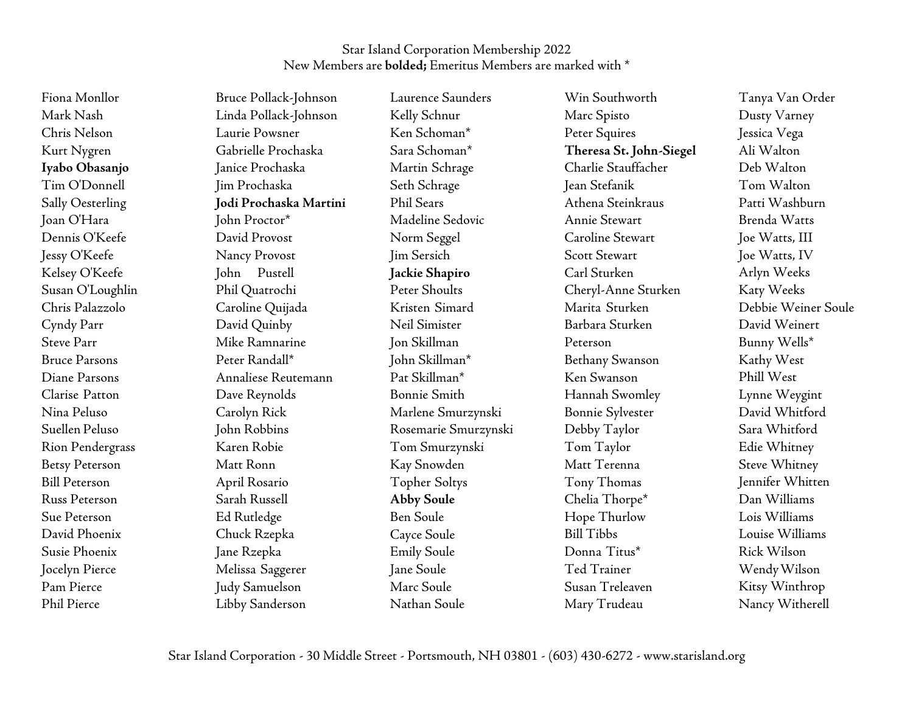Star Island Corporation Membership 2022
New Members are **bolded;** Emeritus Members are marked with *

Fiona Monllor
Mark Nash
Chris Nelson
Kurt Nygren
**Iyabo Obasanjo**
Tim O'Donnell
Sally Oesterling
Joan O'Hara
Dennis O'Keefe
Jessy O'Keefe
Kelsey O'Keefe
Susan O'Loughlin
Chris Palazzolo
Cyndy Parr
Steve Parr
Bruce Parsons
Diane Parsons
Clarise Patton
Nina Peluso
Suellen Peluso
Rion Pendergrass
Betsy Peterson
Bill Peterson
Russ Peterson
Sue Peterson
David Phoenix
Susie Phoenix
Jocelyn Pierce
Pam Pierce
Phil Pierce

Bruce Pollack-Johnson
Linda Pollack-Johnson
Laurie Powsner
Gabrielle Prochaska
Janice Prochaska
Jim Prochaska
**Jodi Prochaska Martini**
John Proctor*
David Provost
Nancy Provost
John Pustell
Phil Quatrochi
Caroline Quijada
David Quinby
Mike Ramnarine
Peter Randall*
Annaliese Reutemann
Dave Reynolds
Carolyn Rick
John Robbins
Karen Robie
Matt Ronn
April Rosario
Sarah Russell
Ed Rutledge
Chuck Rzepka
Jane Rzepka
Melissa Saggerer
Judy Samuelson
Libby Sanderson

Laurence Saunders
Kelly Schnur
Ken Schoman*
Sara Schoman*
Martin Schrage
Seth Schrage
Phil Sears
Madeline Sedovic
Norm Seggel
Jim Sersich
**Jackie Shapiro**
Peter Shoults
Kristen Simard
Neil Simister
Jon Skillman
John Skillman*
Pat Skillman*
Bonnie Smith
Marlene Smurzynski
Rosemarie Smurzynski
Tom Smurzynski
Kay Snowden
Topher Soltys
**Abby Soule**
Ben Soule
Cayce Soule
Emily Soule
Jane Soule
Marc Soule
Nathan Soule

Win Southworth
Marc Spisto
Peter Squires
**Theresa St. John-Siegel**
Charlie Stauffacher
Jean Stefanik
Athena Steinkraus
Annie Stewart
Caroline Stewart
Scott Stewart
Carl Sturken
Cheryl-Anne Sturken
Marita Sturken
Barbara Sturken Peterson
Bethany Swanson
Ken Swanson
Hannah Swomley
Bonnie Sylvester
Debby Taylor
Tom Taylor
Matt Terenna
Tony Thomas
Chelia Thorpe*
Hope Thurlow
Bill Tibbs
Donna Titus*
Ted Trainer
Susan Treleaven
Mary Trudeau

Tanya Van Order
Dusty Varney
Jessica Vega
Ali Walton
Deb Walton
Tom Walton
Patti Washburn
Brenda Watts
Joe Watts, III
Joe Watts, IV
Arlyn Weeks
Katy Weeks
Debbie Weiner Soule
David Weinert
Bunny Wells*
Kathy West
Phill West
Lynne Weygint
David Whitford
Sara Whitford
Edie Whitney
Steve Whitney
Jennifer Whitten
Dan Williams
Lois Williams
Louise Williams
Rick Wilson
Wendy Wilson
Kitsy Winthrop
Nancy Witherell

Star Island Corporation - 30 Middle Street - Portsmouth, NH 03801 - (603) 430-6272 - www.starisland.org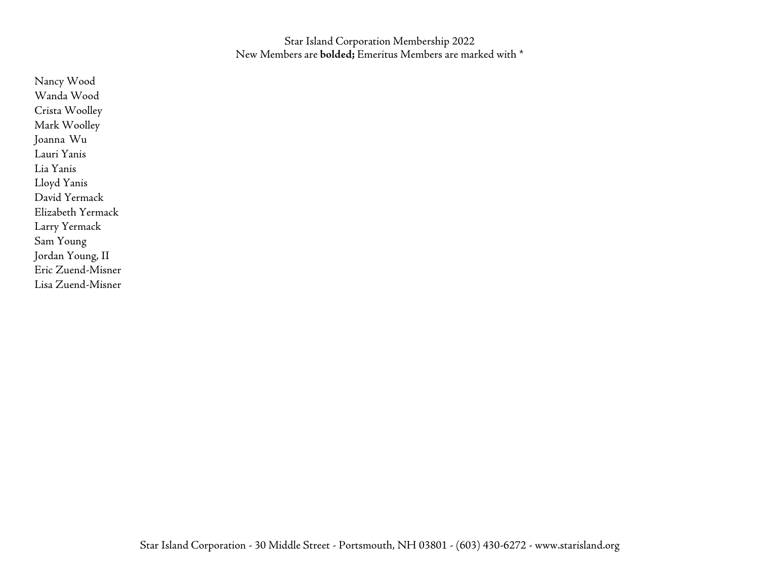Nancy Wood
Wanda Wood
Crista Woolley
Mark Woolley
Joanna Wu
Lauri Yanis
Lia Yanis
Lloyd Yanis
David Yermack
Elizabeth Yermack
Larry Yermack
Sam Young
Jordan Young, II
Eric Zuend-Misner
Lisa Zuend-Misner